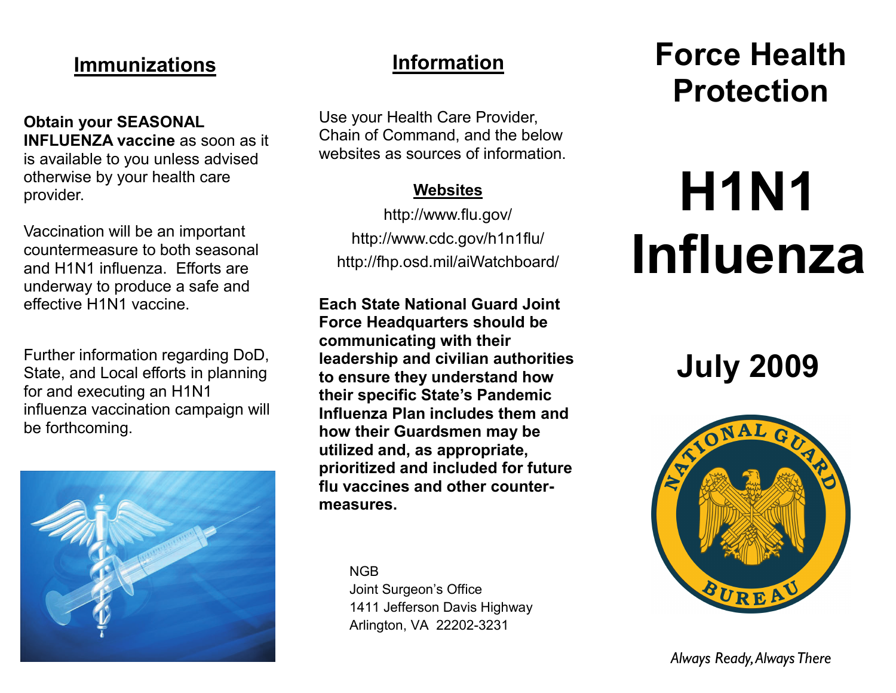## Immunizations

**Obtain your SEASONAL INFLUENZA vaccine** as soon as it is available to you unless advised otherwise by your health care provider.

Vaccination will be an important countermeasure to both seasonal and H1N1 influenza. Efforts are underway to produce a safe and effective H1N1 vaccine.

Further information regarding DoD, State, and Local efforts in planning for and executing an H1N1 influenza vaccination campaign will be forthcoming.

## Information

Use your Health Care Provider, Chain of Command, and the below websites as sources of information.

### Websites

http://www.flu.gov/

http://www.cdc.gov/h1n1flu/

http://fhp.osd.mil/aiWatchboard/

**Each State National Guard Joint Force Headquarters should be communicating with their leadership and civilian authorities to ensure they understand how their specific State's Pandemic Influenza Plan includes them and how their Guardsmen may be utilized and, as appropriate, prioritized and included for future flu vaccines and other counter-measures.**

NGB
Joint Surgeon's Office
1411 Jefferson Davis Highway
Arlington, VA 22202-3231

# Force Health Protection

# H1N1 Influenza

## July 2009

NATIONAL GUARD BUREAU

*Always Ready, Always There*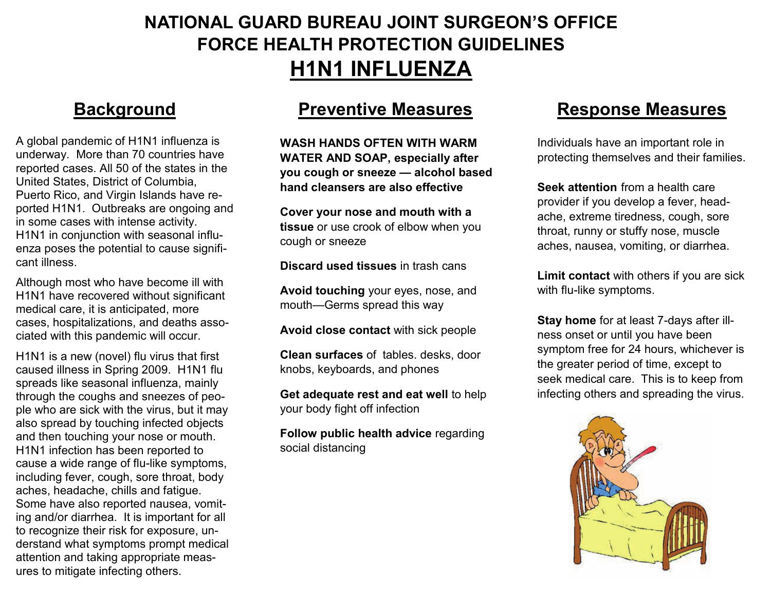# NATIONAL GUARD BUREAU JOINT SURGEON'S OFFICE FORCE HEALTH PROTECTION GUIDELINES

# H1N1 INFLUENZA

## Background

A global pandemic of H1N1 influenza is underway. More than 70 countries have reported cases. All 50 of the states in the United States, District of Columbia, Puerto Rico, and Virgin Islands have reported H1N1. Outbreaks are ongoing and in some cases with intense activity. H1N1 in conjunction with seasonal influenza poses the potential to cause significant illness.

Although most who have become ill with H1N1 have recovered without significant medical care, it is anticipated, more cases, hospitalizations, and deaths associated with this pandemic will occur.

H1N1 is a new (novel) flu virus that first caused illness in Spring 2009. H1N1 flu spreads like seasonal influenza, mainly through the coughs and sneezes of people who are sick with the virus, but it may also spread by touching infected objects and then touching your nose or mouth. H1N1 infection has been reported to cause a wide range of flu-like symptoms, including fever, cough, sore throat, body aches, headache, chills and fatigue. Some have also reported nausea, vomiting and/or diarrhea. It is important for all to recognize their risk for exposure, understand what symptoms prompt medical attention and taking appropriate measures to mitigate infecting others.

## Preventive Measures

**WASH HANDS OFTEN WITH WARM WATER AND SOAP, especially after you cough or sneeze — alcohol based hand cleansers are also effective**

**Cover your nose and mouth with a tissue** or use crook of elbow when you cough or sneeze

**Discard used tissues** in trash cans

**Avoid touching** your eyes, nose, and mouth—Germs spread this way

**Avoid close contact** with sick people

**Clean surfaces** of tables. desks, door knobs, keyboards, and phones

**Get adequate rest and eat well** to help your body fight off infection

**Follow public health advice** regarding social distancing

## Response Measures

Individuals have an important role in protecting themselves and their families.

**Seek attention** from a health care provider if you develop a fever, headache, extreme tiredness, cough, sore throat, runny or stuffy nose, muscle aches, nausea, vomiting, or diarrhea.

**Limit contact** with others if you are sick with flu-like symptoms.

**Stay home** for at least 7-days after illness onset or until you have been symptom free for 24 hours, whichever is the greater period of time, except to seek medical care. This is to keep from infecting others and spreading the virus.